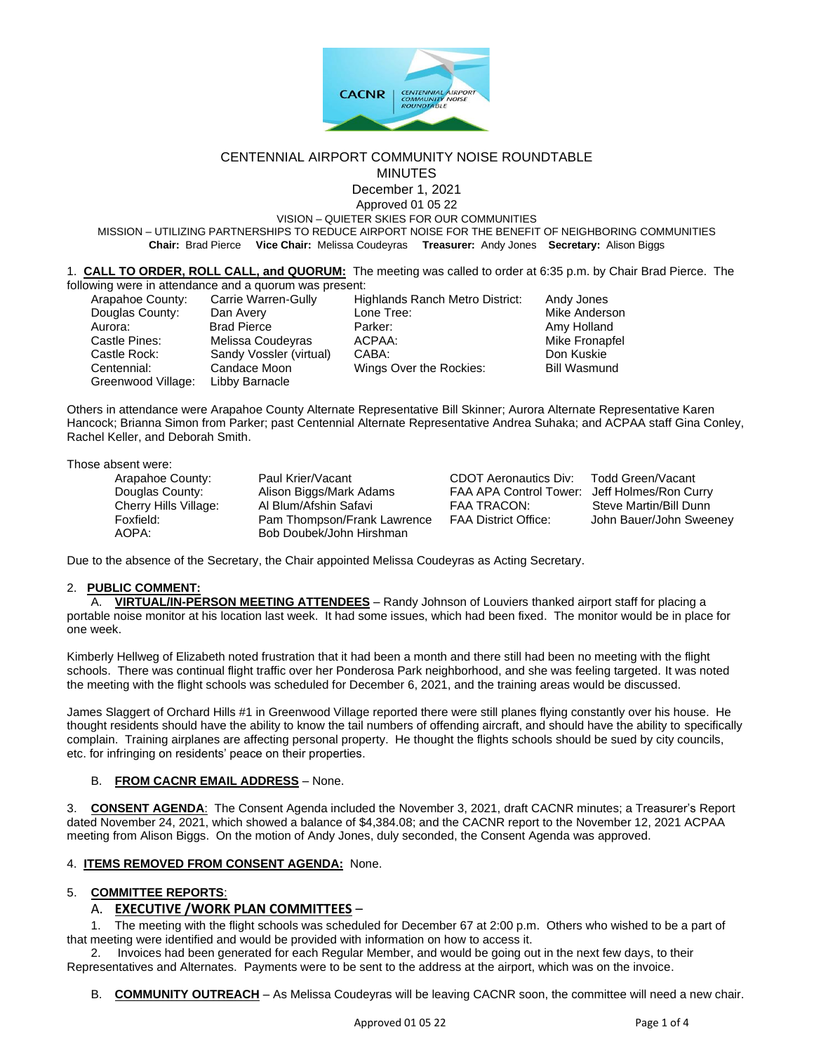# CENTENNIAL AIRPORT COMMUNITY NOISE ROUNDTABLE

## MINUTES

December 1, 2021

Approved 01 05 22

VISION – QUIETER SKIES FOR OUR COMMUNITIES

MISSION – UTILIZING PARTNERSHIPS TO REDUCE AIRPORT NOISE FOR THE BENEFIT OF NEIGHBORING COMMUNITIES

**Chair:** Brad Pierce **Vice Chair:** Melissa Coudeyras **Treasurer:** Andy Jones **Secretary:** Alison Biggs

1. **CALL TO ORDER, ROLL CALL, and QUORUM:** The meeting was called to order at 6:35 p.m. by Chair Brad Pierce. The following were in attendance and a quorum was present:

| | | | |
|---|---|---|---|
| Arapahoe County: | Carrie Warren-Gully | Highlands Ranch Metro District: | Andy Jones |
| Douglas County: | Dan Avery | Lone Tree: | Mike Anderson |
| Aurora: | Brad Pierce | Parker: | Amy Holland |
| Castle Pines: | Melissa Coudeyras | ACPAA: | Mike Fronapfel |
| Castle Rock: | Sandy Vossler (virtual) | CABA: | Don Kuskie |
| Centennial: | Candace Moon | Wings Over the Rockies: | Bill Wasmund |
| Greenwood Village: | Libby Barnacle | | |

Others in attendance were Arapahoe County Alternate Representative Bill Skinner; Aurora Alternate Representative Karen Hancock; Brianna Simon from Parker; past Centennial Alternate Representative Andrea Suhaka; and ACPAA staff Gina Conley, Rachel Keller, and Deborah Smith.

Those absent were:

| | | | |
|---|---|---|---|
| Arapahoe County: | Paul Krier/Vacant | CDOT Aeronautics Div: | Todd Green/Vacant |
| Douglas County: | Alison Biggs/Mark Adams | FAA APA Control Tower: | Jeff Holmes/Ron Curry |
| Cherry Hills Village: | Al Blum/Afshin Safavi | FAA TRACON: | Steve Martin/Bill Dunn |
| Foxfield: | Pam Thompson/Frank Lawrence | FAA District Office: | John Bauer/John Sweeney |
| AOPA: | Bob Doubek/John Hirshman | | |

Due to the absence of the Secretary, the Chair appointed Melissa Coudeyras as Acting Secretary.

2. **PUBLIC COMMENT:**

A. **VIRTUAL/IN-PERSON MEETING ATTENDEES** – Randy Johnson of Louviers thanked airport staff for placing a portable noise monitor at his location last week. It had some issues, which had been fixed. The monitor would be in place for one week.

Kimberly Hellweg of Elizabeth noted frustration that it had been a month and there still had been no meeting with the flight schools. There was continual flight traffic over her Ponderosa Park neighborhood, and she was feeling targeted. It was noted the meeting with the flight schools was scheduled for December 6, 2021, and the training areas would be discussed.

James Slaggert of Orchard Hills #1 in Greenwood Village reported there were still planes flying constantly over his house. He thought residents should have the ability to know the tail numbers of offending aircraft, and should have the ability to specifically complain. Training airplanes are affecting personal property. He thought the flights schools should be sued by city councils, etc. for infringing on residents' peace on their properties.

B. **FROM CACNR EMAIL ADDRESS** – None.

3. **CONSENT AGENDA**: The Consent Agenda included the November 3, 2021, draft CACNR minutes; a Treasurer's Report dated November 24, 2021, which showed a balance of $4,384.08; and the CACNR report to the November 12, 2021 ACPAA meeting from Alison Biggs. On the motion of Andy Jones, duly seconded, the Consent Agenda was approved.

4. **ITEMS REMOVED FROM CONSENT AGENDA:** None.

5. **COMMITTEE REPORTS**:

A. **EXECUTIVE /WORK PLAN COMMITTEES** –

1. The meeting with the flight schools was scheduled for December 67 at 2:00 p.m. Others who wished to be a part of that meeting were identified and would be provided with information on how to access it.
2. Invoices had been generated for each Regular Member, and would be going out in the next few days, to their Representatives and Alternates. Payments were to be sent to the address at the airport, which was on the invoice.

B. **COMMUNITY OUTREACH** – As Melissa Coudeyras will be leaving CACNR soon, the committee will need a new chair.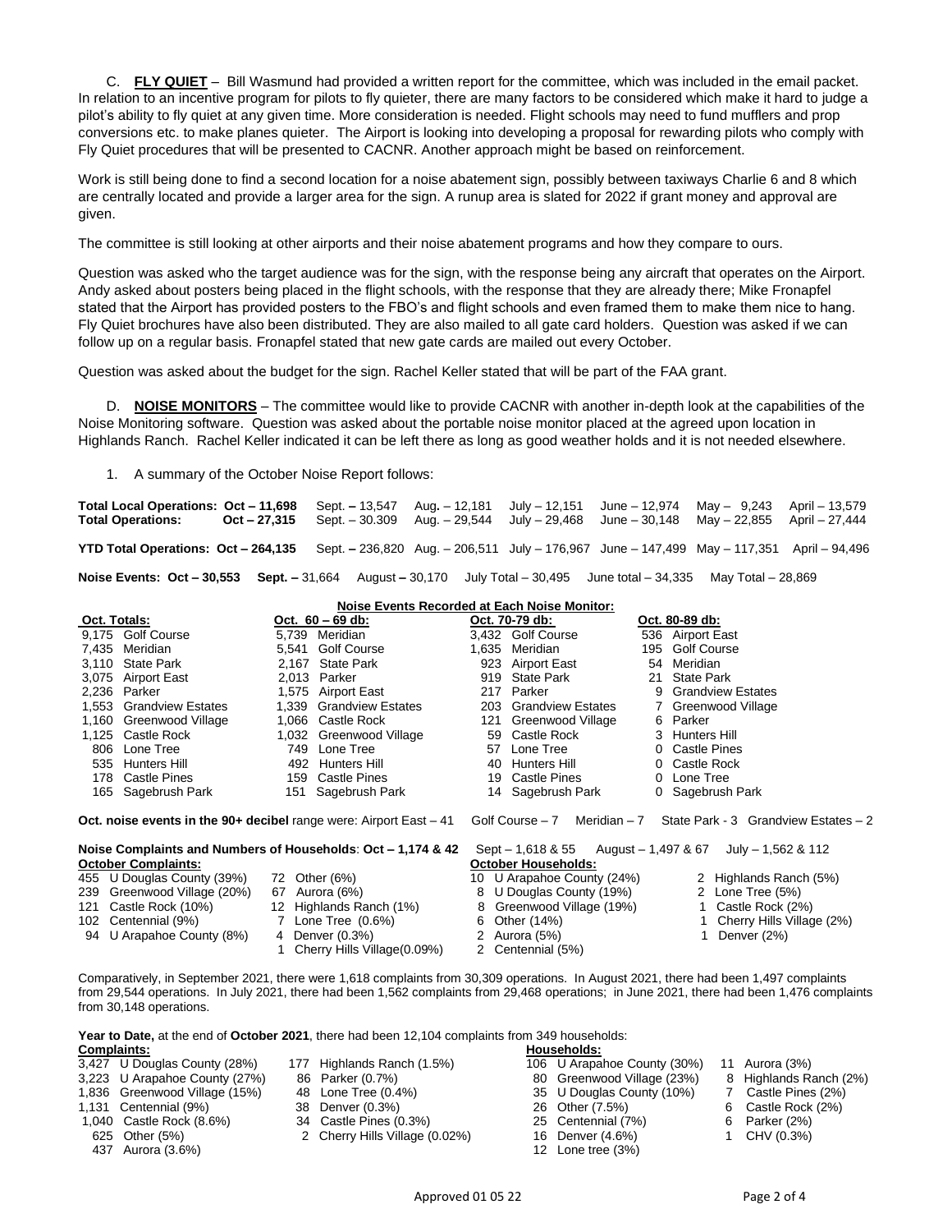C. **FLY QUIET** – Bill Wasmund had provided a written report for the committee, which was included in the email packet. In relation to an incentive program for pilots to fly quieter, there are many factors to be considered which make it hard to judge a pilot's ability to fly quiet at any given time. More consideration is needed. Flight schools may need to fund mufflers and prop conversions etc. to make planes quieter. The Airport is looking into developing a proposal for rewarding pilots who comply with Fly Quiet procedures that will be presented to CACNR. Another approach might be based on reinforcement.

Work is still being done to find a second location for a noise abatement sign, possibly between taxiways Charlie 6 and 8 which are centrally located and provide a larger area for the sign. A runup area is slated for 2022 if grant money and approval are given.

The committee is still looking at other airports and their noise abatement programs and how they compare to ours.

Question was asked who the target audience was for the sign, with the response being any aircraft that operates on the Airport. Andy asked about posters being placed in the flight schools, with the response that they are already there; Mike Fronapfel stated that the Airport has provided posters to the FBO's and flight schools and even framed them to make them nice to hang. Fly Quiet brochures have also been distributed. They are also mailed to all gate card holders. Question was asked if we can follow up on a regular basis. Fronapfel stated that new gate cards are mailed out every October.

Question was asked about the budget for the sign. Rachel Keller stated that will be part of the FAA grant.

D. **NOISE MONITORS** – The committee would like to provide CACNR with another in-depth look at the capabilities of the Noise Monitoring software. Question was asked about the portable noise monitor placed at the agreed upon location in Highlands Ranch. Rachel Keller indicated it can be left there as long as good weather holds and it is not needed elsewhere.

1. A summary of the October Noise Report follows:

**Total Local Operations: Oct – 11,698** Sept. – 13,547 Aug. – 12,181 July – 12,151 June – 12,974 May – 9,243 April – 13,579
**Total Operations: Oct – 27,315** Sept. – 30.309 Aug. – 29,544 July – 29,468 June – 30,148 May – 22,855 April – 27,444

**YTD Total Operations: Oct – 264,135** Sept. – 236,820 Aug. – 206,511 July – 176,967 June – 147,499 May – 117,351 April – 94,496

**Noise Events: Oct – 30,553** **Sept. –** 31,664 August – 30,170 July Total – 30,495 June total – 34,335 May Total – 28,869

**Noise Events Recorded at Each Noise Monitor:**

| Oct. Totals: | Oct. 60 – 69 db: | Oct. 70-79 db: | Oct. 80-89 db: |
|---|---|---|---|
| 9,175 Golf Course | 5,739 Meridian | 3,432 Golf Course | 536 Airport East |
| 7,435 Meridian | 5,541 Golf Course | 1,635 Meridian | 195 Golf Course |
| 3,110 State Park | 2,167 State Park | 923 Airport East | 54 Meridian |
| 3,075 Airport East | 2,013 Parker | 919 State Park | 21 State Park |
| 2,236 Parker | 1,575 Airport East | 217 Parker | 9 Grandview Estates |
| 1,553 Grandview Estates | 1,339 Grandview Estates | 203 Grandview Estates | 7 Greenwood Village |
| 1,160 Greenwood Village | 1,066 Castle Rock | 121 Greenwood Village | 6 Parker |
| 1,125 Castle Rock | 1,032 Greenwood Village | 59 Castle Rock | 3 Hunters Hill |
| 806 Lone Tree | 749 Lone Tree | 57 Lone Tree | 0 Castle Pines |
| 535 Hunters Hill | 492 Hunters Hill | 40 Hunters Hill | 0 Castle Rock |
| 178 Castle Pines | 159 Castle Pines | 19 Castle Pines | 0 Lone Tree |
| 165 Sagebrush Park | 151 Sagebrush Park | 14 Sagebrush Park | 0 Sagebrush Park |

**Oct. noise events in the 90+ decibel** range were: Airport East – 41 Golf Course – 7 Meridian – 7 State Park - 3 Grandview Estates – 2

**Noise Complaints and Numbers of Households**: **Oct – 1,174 & 42** Sept – 1,618 & 55 August – 1,497 & 67 July – 1,562 & 112

| October Complaints: | | October Households: | |
|---|---|---|---|
| 455 U Douglas County (39%) | 72 Other (6%) | 10 U Arapahoe County (24%) | 2 Highlands Ranch (5%) |
| 239 Greenwood Village (20%) | 67 Aurora (6%) | 8 U Douglas County (19%) | 2 Lone Tree (5%) |
| 121 Castle Rock (10%) | 12 Highlands Ranch (1%) | 8 Greenwood Village (19%) | 1 Castle Rock (2%) |
| 102 Centennial (9%) | 7 Lone Tree (0.6%) | 6 Other (14%) | 1 Cherry Hills Village (2%) |
| 94 U Arapahoe County (8%) | 4 Denver (0.3%) | 2 Aurora (5%) | 1 Denver (2%) |
| | 1 Cherry Hills Village(0.09%) | 2 Centennial (5%) | |

Comparatively, in September 2021, there were 1,618 complaints from 30,309 operations. In August 2021, there had been 1,497 complaints from 29,544 operations. In July 2021, there had been 1,562 complaints from 29,468 operations; in June 2021, there had been 1,476 complaints from 30,148 operations.

**Year to Date,** at the end of **October 2021**, there had been 12,104 complaints from 349 households:

| Complaints: | | Households: | |
|---|---|---|---|
| 3,427 U Douglas County (28%) | 177 Highlands Ranch (1.5%) | 106 U Arapahoe County (30%) | 11 Aurora (3%) |
| 3,223 U Arapahoe County (27%) | 86 Parker (0.7%) | 80 Greenwood Village (23%) | 8 Highlands Ranch (2%) |
| 1,836 Greenwood Village (15%) | 48 Lone Tree (0.4%) | 35 U Douglas County (10%) | 7 Castle Pines (2%) |
| 1,131 Centennial (9%) | 38 Denver (0.3%) | 26 Other (7.5%) | 6 Castle Rock (2%) |
| 1,040 Castle Rock (8.6%) | 34 Castle Pines (0.3%) | 25 Centennial (7%) | 6 Parker (2%) |
| 625 Other (5%) | 2 Cherry Hills Village (0.02%) | 16 Denver (4.6%) | 1 CHV (0.3%) |
| 437 Aurora (3.6%) | | 12 Lone tree (3%) | |

Approved 01 05 22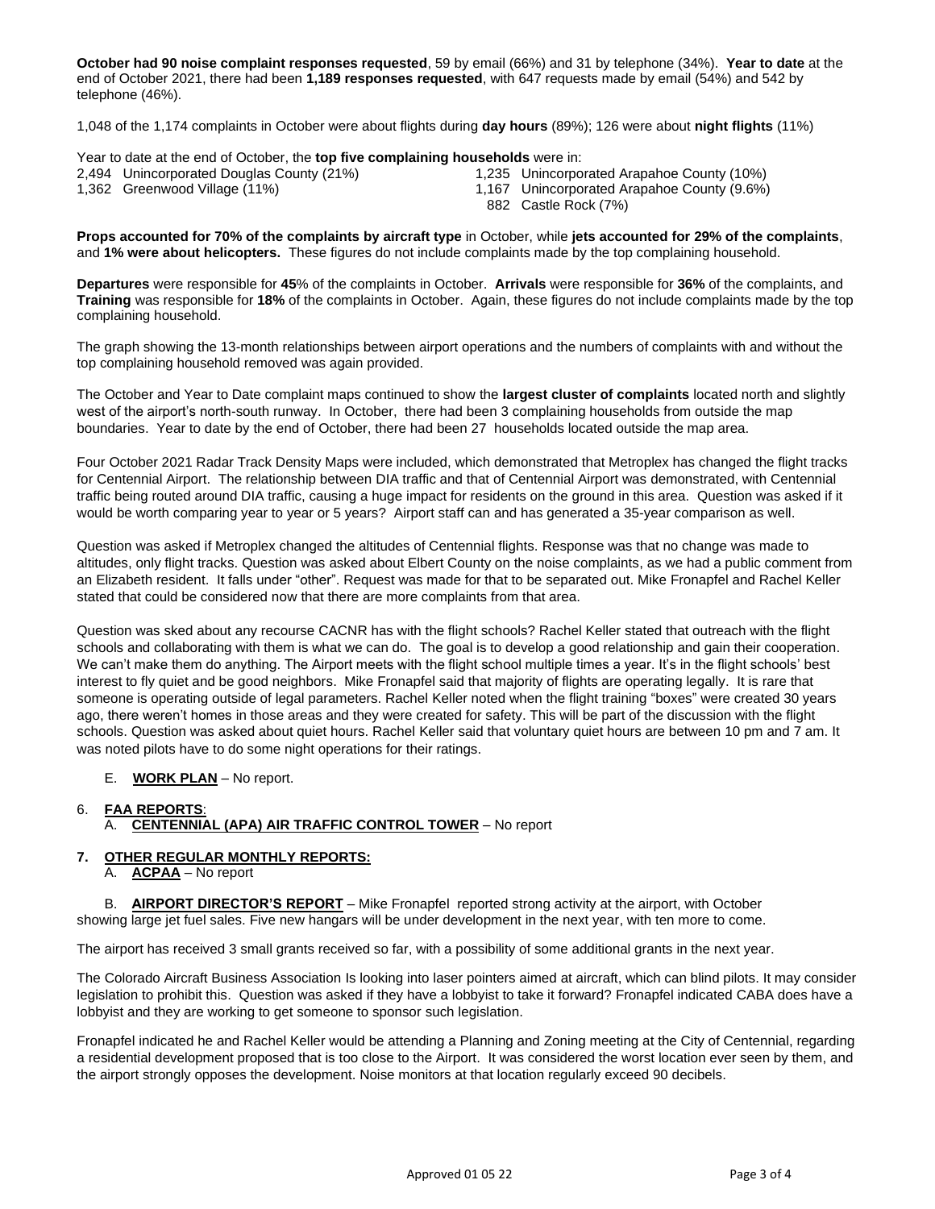**October had 90 noise complaint responses requested**, 59 by email (66%) and 31 by telephone (34%). **Year to date** at the end of October 2021, there had been **1,189 responses requested**, with 647 requests made by email (54%) and 542 by telephone (46%).

1,048 of the 1,174 complaints in October were about flights during **day hours** (89%); 126 were about **night flights** (11%)

Year to date at the end of October, the **top five complaining households** were in:

2,494 Unincorporated Douglas County (21%)
1,362 Greenwood Village (11%)
1,235 Unincorporated Arapahoe County (10%)
1,167 Unincorporated Arapahoe County (9.6%)
882 Castle Rock (7%)

**Props accounted for 70% of the complaints by aircraft type** in October, while **jets accounted for 29% of the complaints**, and **1% were about helicopters.** These figures do not include complaints made by the top complaining household.

**Departures** were responsible for **45**% of the complaints in October. **Arrivals** were responsible for **36%** of the complaints, and **Training** was responsible for **18%** of the complaints in October. Again, these figures do not include complaints made by the top complaining household.

The graph showing the 13-month relationships between airport operations and the numbers of complaints with and without the top complaining household removed was again provided.

The October and Year to Date complaint maps continued to show the **largest cluster of complaints** located north and slightly west of the airport's north-south runway. In October, there had been 3 complaining households from outside the map boundaries. Year to date by the end of October, there had been 27 households located outside the map area.

Four October 2021 Radar Track Density Maps were included, which demonstrated that Metroplex has changed the flight tracks for Centennial Airport. The relationship between DIA traffic and that of Centennial Airport was demonstrated, with Centennial traffic being routed around DIA traffic, causing a huge impact for residents on the ground in this area. Question was asked if it would be worth comparing year to year or 5 years? Airport staff can and has generated a 35-year comparison as well.

Question was asked if Metroplex changed the altitudes of Centennial flights. Response was that no change was made to altitudes, only flight tracks. Question was asked about Elbert County on the noise complaints, as we had a public comment from an Elizabeth resident. It falls under "other". Request was made for that to be separated out. Mike Fronapfel and Rachel Keller stated that could be considered now that there are more complaints from that area.

Question was sked about any recourse CACNR has with the flight schools? Rachel Keller stated that outreach with the flight schools and collaborating with them is what we can do. The goal is to develop a good relationship and gain their cooperation. We can't make them do anything. The Airport meets with the flight school multiple times a year. It's in the flight schools' best interest to fly quiet and be good neighbors. Mike Fronapfel said that majority of flights are operating legally. It is rare that someone is operating outside of legal parameters. Rachel Keller noted when the flight training "boxes" were created 30 years ago, there weren't homes in those areas and they were created for safety. This will be part of the discussion with the flight schools. Question was asked about quiet hours. Rachel Keller said that voluntary quiet hours are between 10 pm and 7 am. It was noted pilots have to do some night operations for their ratings.

E. **WORK PLAN** – No report.

6. **FAA REPORTS**:
   A. **CENTENNIAL (APA) AIR TRAFFIC CONTROL TOWER** – No report

7. **OTHER REGULAR MONTHLY REPORTS:**
   A. **ACPAA** – No report

   B. **AIRPORT DIRECTOR'S REPORT** – Mike Fronapfel reported strong activity at the airport, with October showing large jet fuel sales. Five new hangars will be under development in the next year, with ten more to come.

The airport has received 3 small grants received so far, with a possibility of some additional grants in the next year.

The Colorado Aircraft Business Association Is looking into laser pointers aimed at aircraft, which can blind pilots. It may consider legislation to prohibit this. Question was asked if they have a lobbyist to take it forward? Fronapfel indicated CABA does have a lobbyist and they are working to get someone to sponsor such legislation.

Fronapfel indicated he and Rachel Keller would be attending a Planning and Zoning meeting at the City of Centennial, regarding a residential development proposed that is too close to the Airport. It was considered the worst location ever seen by them, and the airport strongly opposes the development. Noise monitors at that location regularly exceed 90 decibels.

Approved 01 05 22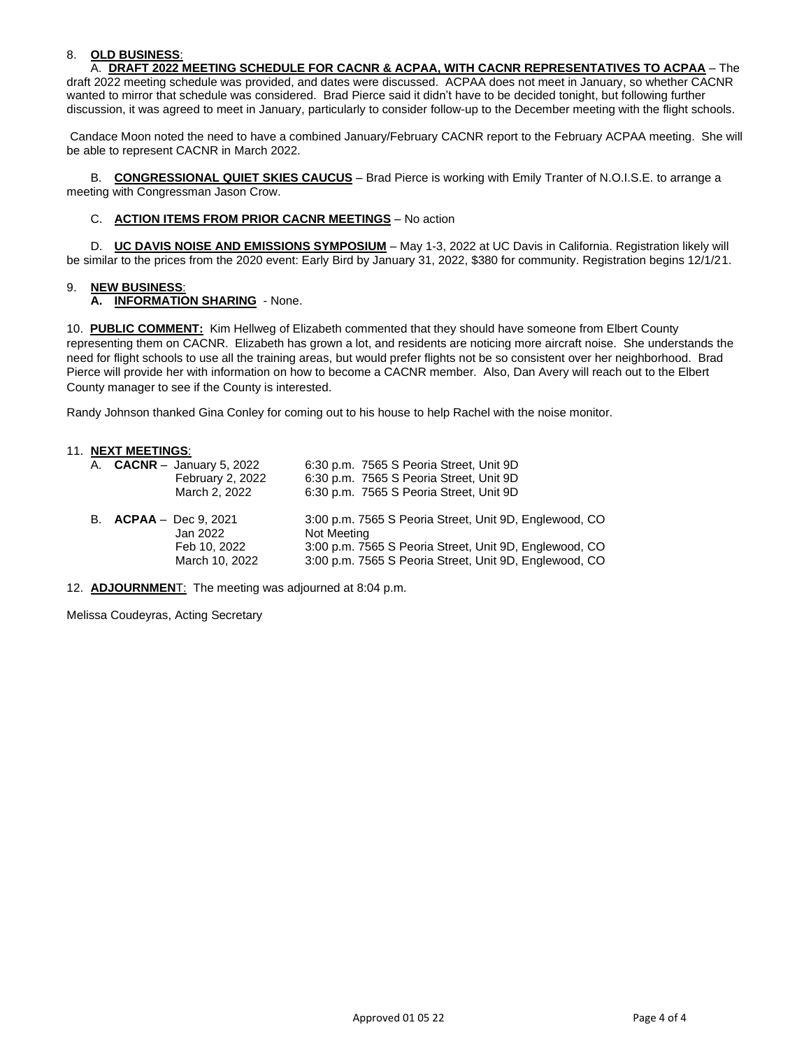8. **OLD BUSINESS**:

A. **DRAFT 2022 MEETING SCHEDULE FOR CACNR & ACPAA, WITH CACNR REPRESENTATIVES TO ACPAA** – The draft 2022 meeting schedule was provided, and dates were discussed. ACPAA does not meet in January, so whether CACNR wanted to mirror that schedule was considered. Brad Pierce said it didn't have to be decided tonight, but following further discussion, it was agreed to meet in January, particularly to consider follow-up to the December meeting with the flight schools.

Candace Moon noted the need to have a combined January/February CACNR report to the February ACPAA meeting. She will be able to represent CACNR in March 2022.

B. **CONGRESSIONAL QUIET SKIES CAUCUS** – Brad Pierce is working with Emily Tranter of N.O.I.S.E. to arrange a meeting with Congressman Jason Crow.

C. **ACTION ITEMS FROM PRIOR CACNR MEETINGS** – No action

D. **UC DAVIS NOISE AND EMISSIONS SYMPOSIUM** – May 1-3, 2022 at UC Davis in California. Registration likely will be similar to the prices from the 2020 event: Early Bird by January 31, 2022, $380 for community. Registration begins 12/1/21.

9. **NEW BUSINESS**:

**A. INFORMATION SHARING** - None.

10. **PUBLIC COMMENT:** Kim Hellweg of Elizabeth commented that they should have someone from Elbert County representing them on CACNR. Elizabeth has grown a lot, and residents are noticing more aircraft noise. She understands the need for flight schools to use all the training areas, but would prefer flights not be so consistent over her neighborhood. Brad Pierce will provide her with information on how to become a CACNR member. Also, Dan Avery will reach out to the Elbert County manager to see if the County is interested.

Randy Johnson thanked Gina Conley for coming out to his house to help Rachel with the noise monitor.

11. **NEXT MEETINGS**:

| | | |
|---|---|---|
| A. **CACNR** | January 5, 2022 | 6:30 p.m. 7565 S Peoria Street, Unit 9D |
| | February 2, 2022 | 6:30 p.m. 7565 S Peoria Street, Unit 9D |
| | March 2, 2022 | 6:30 p.m. 7565 S Peoria Street, Unit 9D |
| B. **ACPAA** | Dec 9, 2021 | 3:00 p.m. 7565 S Peoria Street, Unit 9D, Englewood, CO |
| | Jan 2022 | Not Meeting |
| | Feb 10, 2022 | 3:00 p.m. 7565 S Peoria Street, Unit 9D, Englewood, CO |
| | March 10, 2022 | 3:00 p.m. 7565 S Peoria Street, Unit 9D, Englewood, CO |

12. **ADJOURNMENT**: The meeting was adjourned at 8:04 p.m.

Melissa Coudeyras, Acting Secretary

Approved 01 05 22